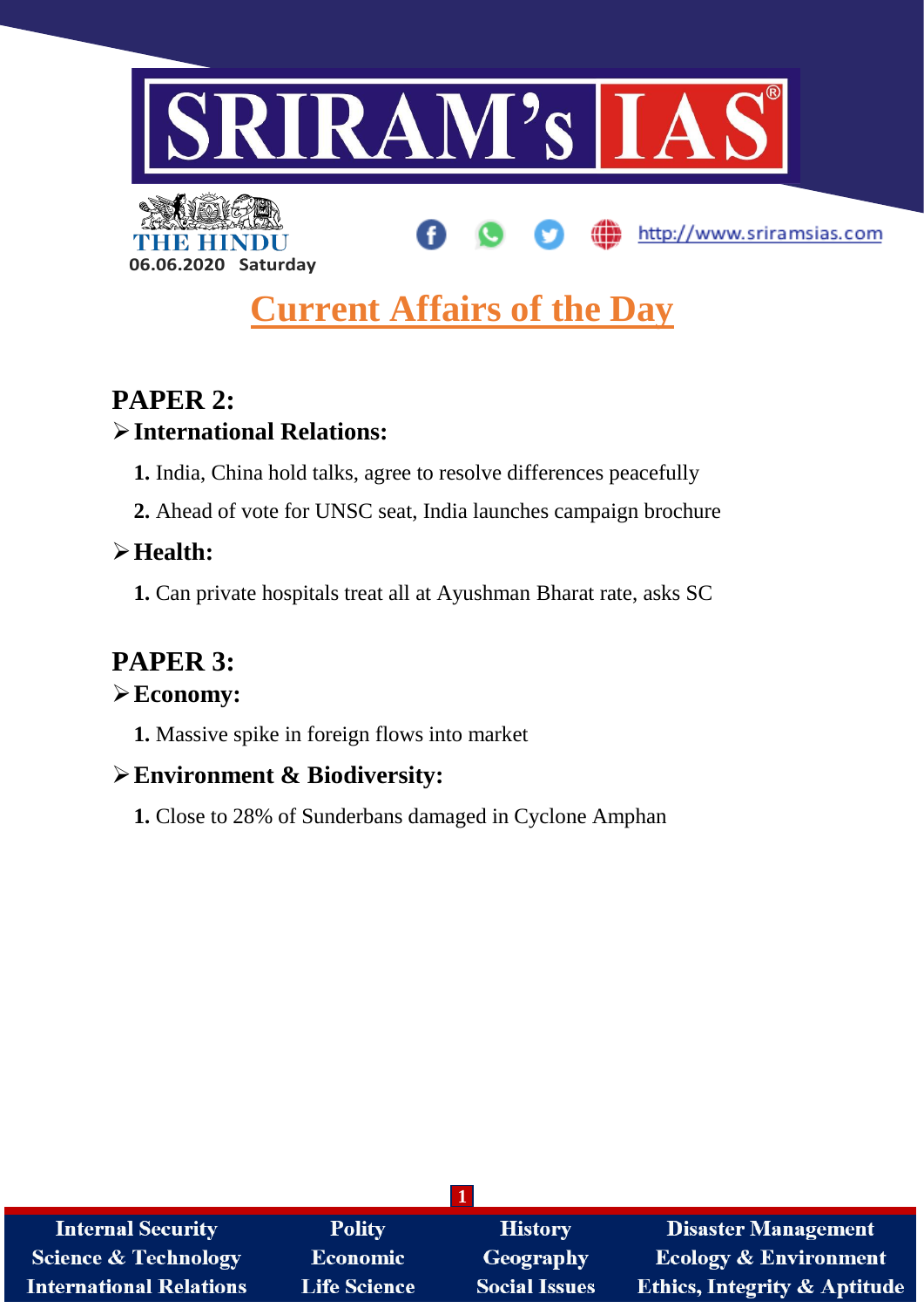# SRIRAM's IAS

THE HINDU

06.06.2020 Saturday

http://www.sriramsias.com

## Current Affairs of the Day

## PAPER 2:

### ➢ International Relations:

1. India, China hold talks, agree to resolve differences peacefully
2. Ahead of vote for UNSC seat, India launches campaign brochure

### ➢ Health:

1. Can private hospitals treat all at Ayushman Bharat rate, asks SC

## PAPER 3:

### ➢ Economy:

1. Massive spike in foreign flows into market

### ➢ Environment & Biodiversity:

1. Close to 28% of Sunderbans damaged in Cyclone Amphan

| Internal Security | Polity | History | Disaster Management |
|---|---|---|---|
| Science & Technology | Economic | Geography | Ecology & Environment |
| International Relations | Life Science | Social Issues | Ethics, Integrity & Aptitude |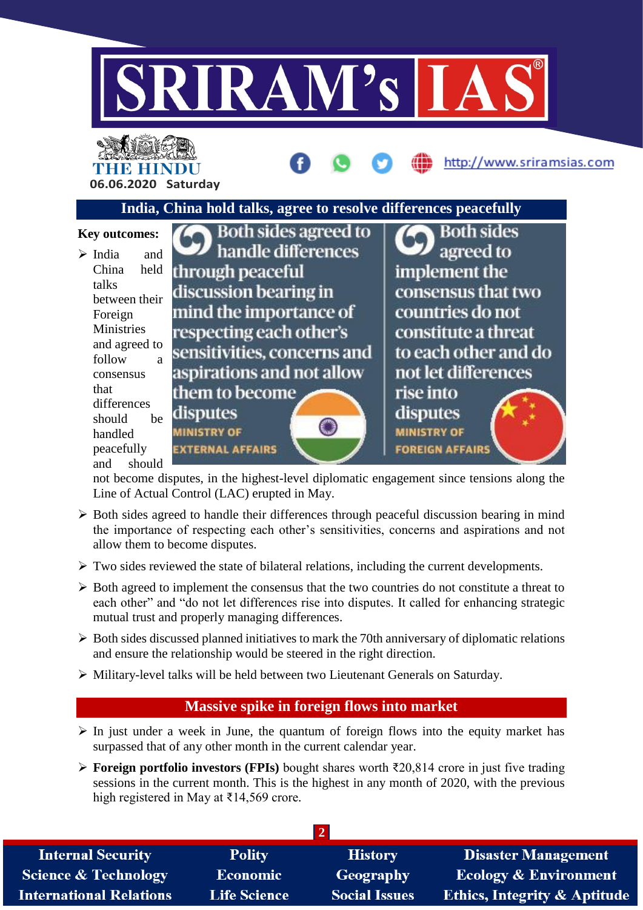## India, China hold talks, agree to resolve differences peacefully

**Key outcomes:**

Both sides agreed to handle differences through peaceful discussion bearing in mind the importance of respecting each other's sensitivities, concerns and aspirations and not allow them to become disputes
MINISTRY OF EXTERNAL AFFAIRS

Both sides agreed to implement the consensus that two countries do not constitute a threat to each other and do not let differences rise into disputes
MINISTRY OF FOREIGN AFFAIRS

- India and China held talks between their Foreign Ministries and agreed to follow a consensus that differences should be handled peacefully and should not become disputes, in the highest-level diplomatic engagement since tensions along the Line of Actual Control (LAC) erupted in May.
- Both sides agreed to handle their differences through peaceful discussion bearing in mind the importance of respecting each other's sensitivities, concerns and aspirations and not allow them to become disputes.
- Two sides reviewed the state of bilateral relations, including the current developments.
- Both agreed to implement the consensus that the two countries do not constitute a threat to each other" and "do not let differences rise into disputes. It called for enhancing strategic mutual trust and properly managing differences.
- Both sides discussed planned initiatives to mark the 70th anniversary of diplomatic relations and ensure the relationship would be steered in the right direction.
- Military-level talks will be held between two Lieutenant Generals on Saturday.

## Massive spike in foreign flows into market

- In just under a week in June, the quantum of foreign flows into the equity market has surpassed that of any other month in the current calendar year.
- **Foreign portfolio investors (FPIs)** bought shares worth ₹20,814 crore in just five trading sessions in the current month. This is the highest in any month of 2020, with the previous high registered in May at ₹14,569 crore.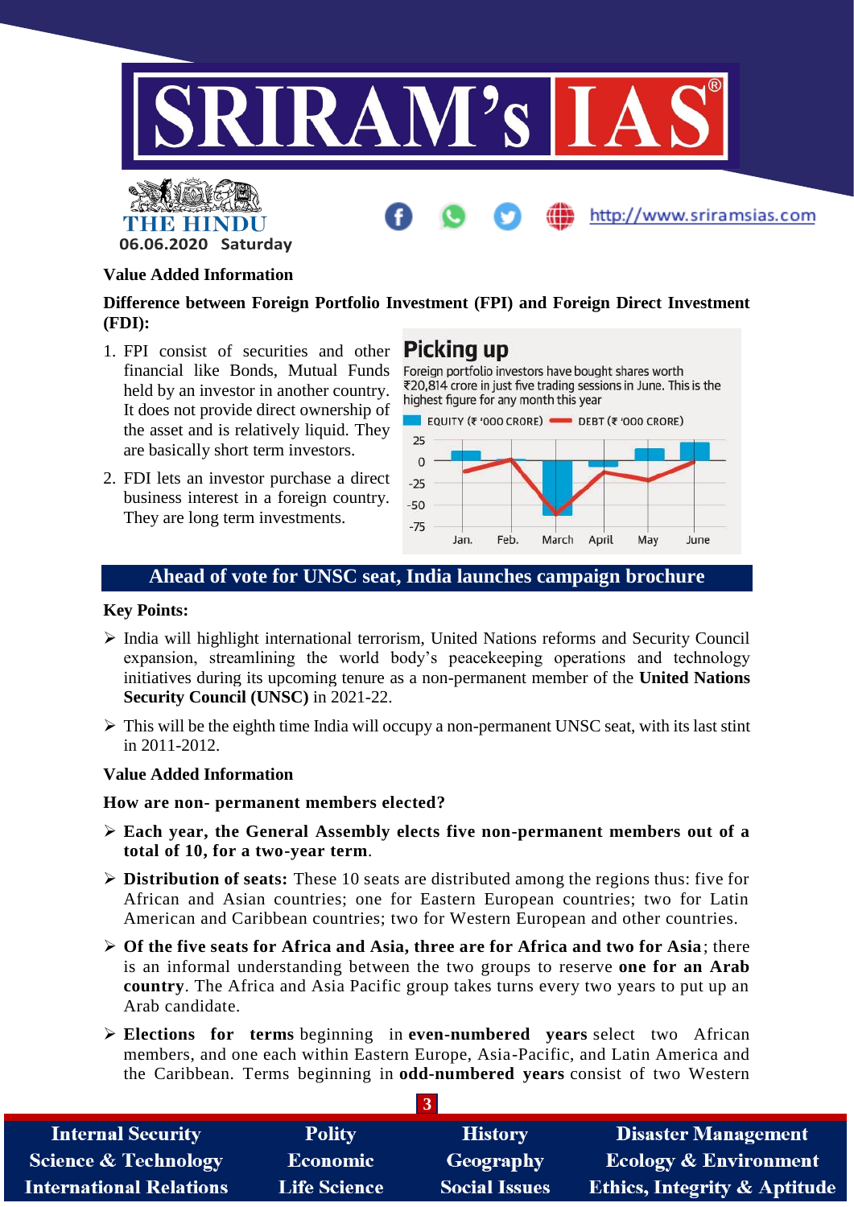**Value Added Information**

**Difference between Foreign Portfolio Investment (FPI) and Foreign Direct Investment (FDI):**

1. FPI consist of securities and other financial like Bonds, Mutual Funds held by an investor in another country. It does not provide direct ownership of the asset and is relatively liquid. They are basically short term investors.
2. FDI lets an investor purchase a direct business interest in a foreign country. They are long term investments.

**Picking up**

Foreign portfolio investors have bought shares worth ₹20,814 crore in just five trading sessions in June. This is the highest figure for any month this year

EQUITY (₹ '000 CRORE) DEBT (₹ '000 CRORE)

25, 0, -25, -50, -75

Jan. Feb. March April May June

## Ahead of vote for UNSC seat, India launches campaign brochure

**Key Points:**

- India will highlight international terrorism, United Nations reforms and Security Council expansion, streamlining the world body's peacekeeping operations and technology initiatives during its upcoming tenure as a non-permanent member of the **United Nations Security Council (UNSC)** in 2021-22.
- This will be the eighth time India will occupy a non-permanent UNSC seat, with its last stint in 2011-2012.

**Value Added Information**

**How are non- permanent members elected?**

- **Each year, the General Assembly elects five non-permanent members out of a total of 10, for a two-year term**.
- **Distribution of seats:** These 10 seats are distributed among the regions thus: five for African and Asian countries; one for Eastern European countries; two for Latin American and Caribbean countries; two for Western European and other countries.
- **Of the five seats for Africa and Asia, three are for Africa and two for Asia**; there is an informal understanding between the two groups to reserve **one for an Arab country**. The Africa and Asia Pacific group takes turns every two years to put up an Arab candidate.
- **Elections for terms** beginning in **even-numbered years** select two African members, and one each within Eastern Europe, Asia-Pacific, and Latin America and the Caribbean. Terms beginning in **odd-numbered years** consist of two Western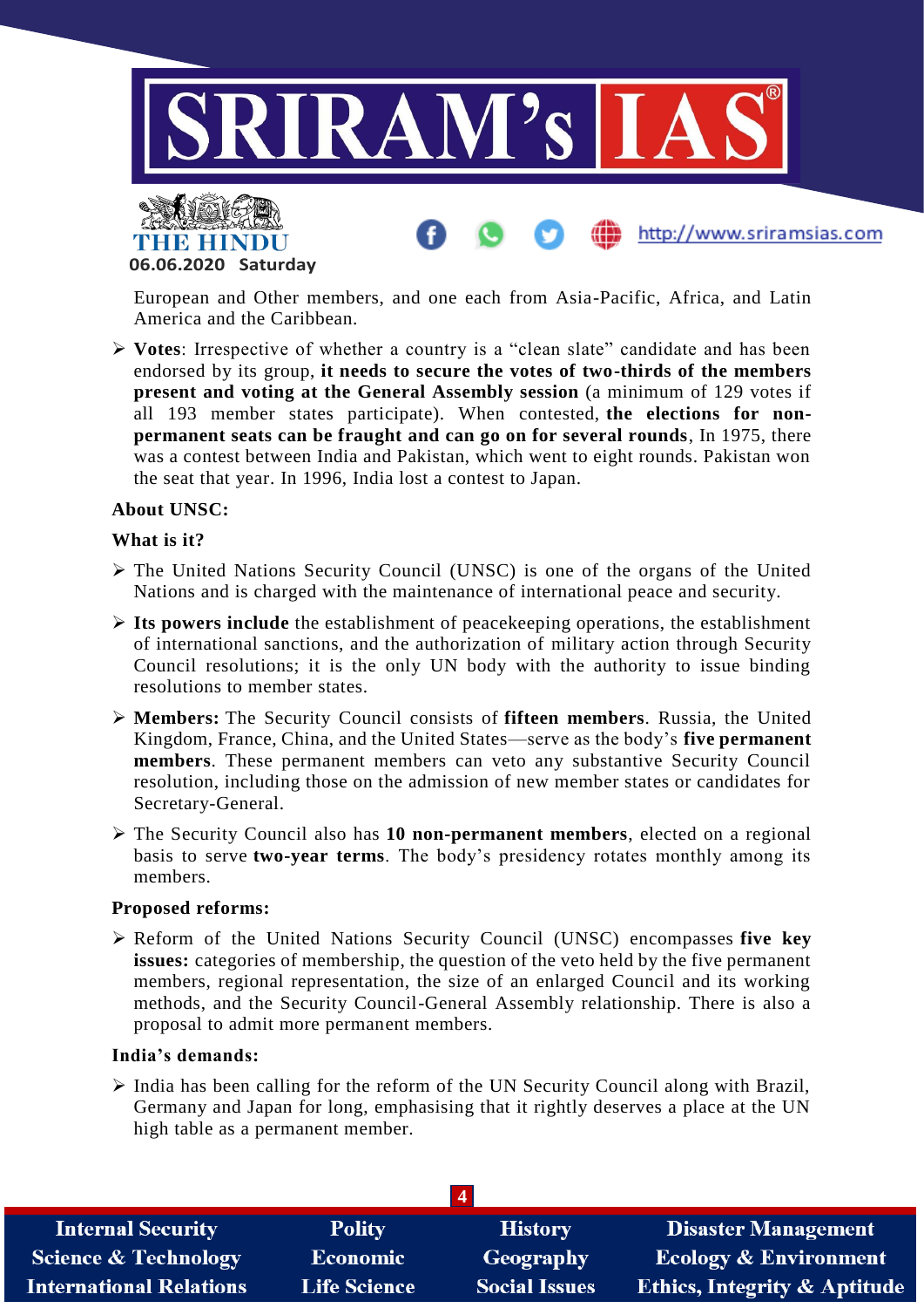European and Other members, and one each from Asia-Pacific, Africa, and Latin America and the Caribbean.

- **Votes**: Irrespective of whether a country is a "clean slate" candidate and has been endorsed by its group, **it needs to secure the votes of two-thirds of the members present and voting at the General Assembly session** (a minimum of 129 votes if all 193 member states participate). When contested, **the elections for non-permanent seats can be fraught and can go on for several rounds**, In 1975, there was a contest between India and Pakistan, which went to eight rounds. Pakistan won the seat that year. In 1996, India lost a contest to Japan.

**About UNSC:**

**What is it?**

- The United Nations Security Council (UNSC) is one of the organs of the United Nations and is charged with the maintenance of international peace and security.
- **Its powers include** the establishment of peacekeeping operations, the establishment of international sanctions, and the authorization of military action through Security Council resolutions; it is the only UN body with the authority to issue binding resolutions to member states.
- **Members:** The Security Council consists of **fifteen members**. Russia, the United Kingdom, France, China, and the United States—serve as the body's **five permanent members**. These permanent members can veto any substantive Security Council resolution, including those on the admission of new member states or candidates for Secretary-General.
- The Security Council also has **10 non-permanent members**, elected on a regional basis to serve **two-year terms**. The body's presidency rotates monthly among its members.

**Proposed reforms:**

- Reform of the United Nations Security Council (UNSC) encompasses **five key issues:** categories of membership, the question of the veto held by the five permanent members, regional representation, the size of an enlarged Council and its working methods, and the Security Council-General Assembly relationship. There is also a proposal to admit more permanent members.

**India's demands:**

- India has been calling for the reform of the UN Security Council along with Brazil, Germany and Japan for long, emphasising that it rightly deserves a place at the UN high table as a permanent member.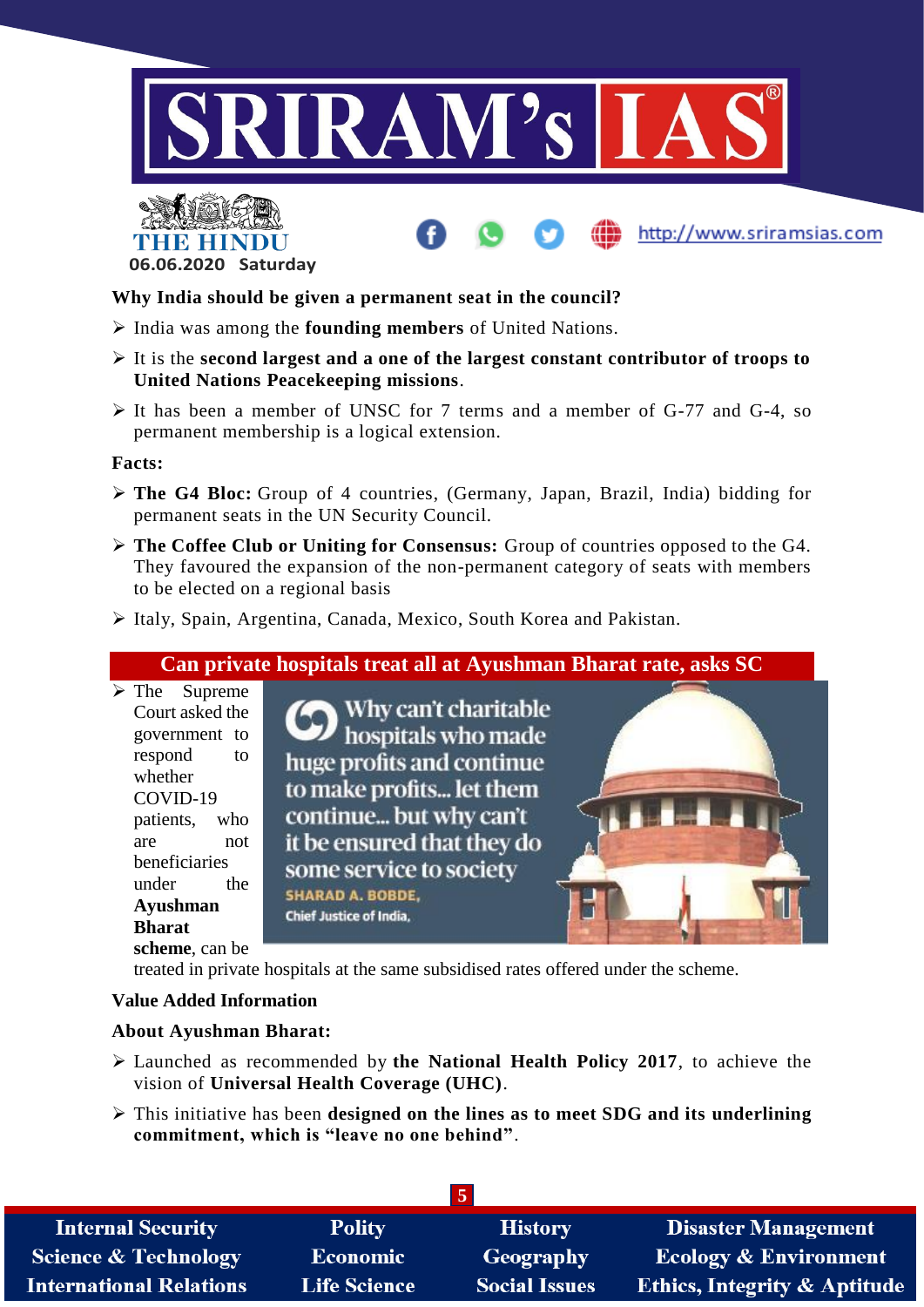**Why India should be given a permanent seat in the council?**

- India was among the **founding members** of United Nations.
- It is the **second largest and a one of the largest constant contributor of troops to United Nations Peacekeeping missions**.
- It has been a member of UNSC for 7 terms and a member of G-77 and G-4, so permanent membership is a logical extension.

**Facts:**

- **The G4 Bloc:** Group of 4 countries, (Germany, Japan, Brazil, India) bidding for permanent seats in the UN Security Council.
- **The Coffee Club or Uniting for Consensus:** Group of countries opposed to the G4. They favoured the expansion of the non-permanent category of seats with members to be elected on a regional basis
- Italy, Spain, Argentina, Canada, Mexico, South Korea and Pakistan.

## Can private hospitals treat all at Ayushman Bharat rate, asks SC

- The Supreme Court asked the government to respond to whether COVID-19 patients, who are not beneficiaries under the **Ayushman Bharat scheme**, can be treated in private hospitals at the same subsidised rates offered under the scheme.

"Why can't charitable hospitals who made huge profits and continue to make profits... let them continue... but why can't it be ensured that they do some service to society"
SHARAD A. BOBDE, Chief Justice of India,

**Value Added Information**

**About Ayushman Bharat:**

- Launched as recommended by **the National Health Policy 2017**, to achieve the vision of **Universal Health Coverage (UHC)**.
- This initiative has been **designed on the lines as to meet SDG and its underlining commitment, which is "leave no one behind"**.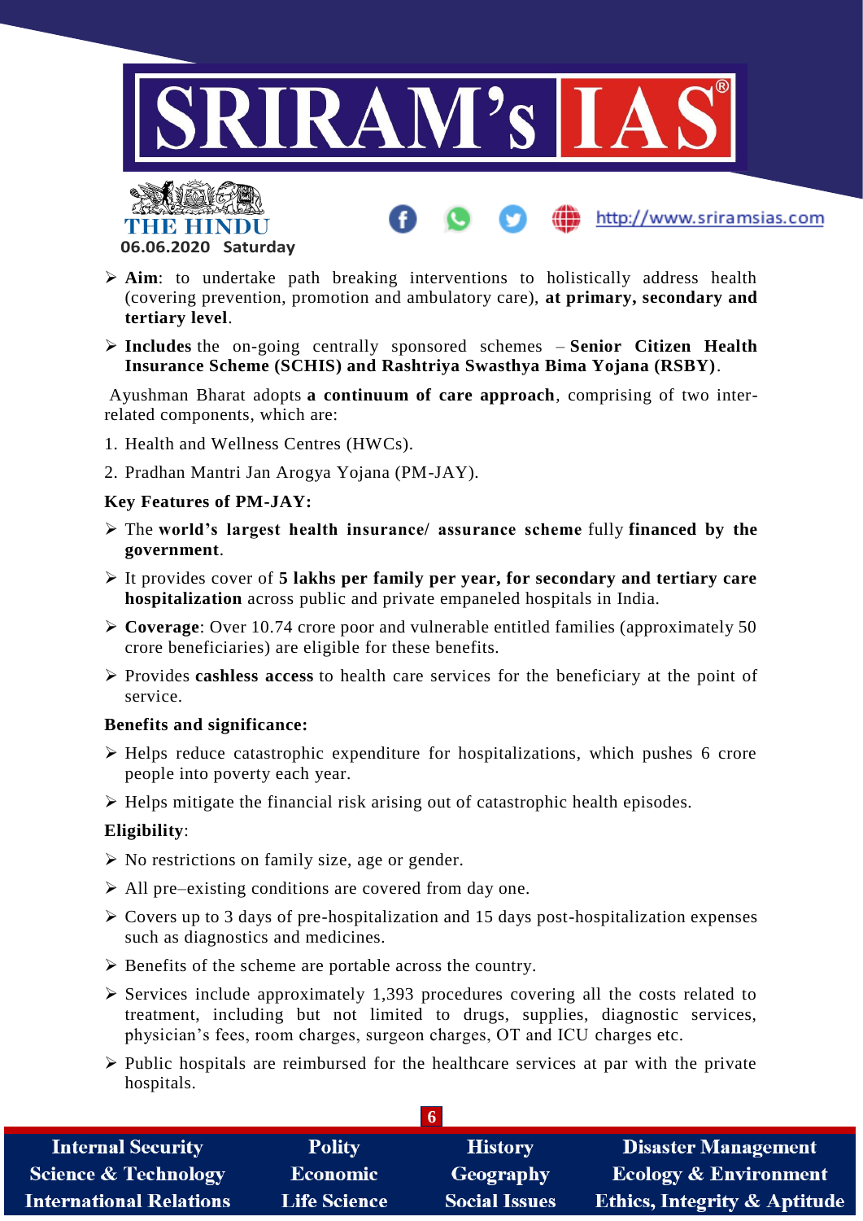- **Aim**: to undertake path breaking interventions to holistically address health (covering prevention, promotion and ambulatory care), **at primary, secondary and tertiary level**.
- **Includes** the on-going centrally sponsored schemes – **Senior Citizen Health Insurance Scheme (SCHIS) and Rashtriya Swasthya Bima Yojana (RSBY)**.

Ayushman Bharat adopts **a continuum of care approach**, comprising of two inter-related components, which are:

1. Health and Wellness Centres (HWCs).
2. Pradhan Mantri Jan Arogya Yojana (PM-JAY).

**Key Features of PM-JAY:**

- The **world's largest health insurance/ assurance scheme** fully **financed by the government**.
- It provides cover of **5 lakhs per family per year, for secondary and tertiary care hospitalization** across public and private empaneled hospitals in India.
- **Coverage**: Over 10.74 crore poor and vulnerable entitled families (approximately 50 crore beneficiaries) are eligible for these benefits.
- Provides **cashless access** to health care services for the beneficiary at the point of service.

**Benefits and significance:**

- Helps reduce catastrophic expenditure for hospitalizations, which pushes 6 crore people into poverty each year.
- Helps mitigate the financial risk arising out of catastrophic health episodes.

**Eligibility**:

- No restrictions on family size, age or gender.
- All pre–existing conditions are covered from day one.
- Covers up to 3 days of pre-hospitalization and 15 days post-hospitalization expenses such as diagnostics and medicines.
- Benefits of the scheme are portable across the country.
- Services include approximately 1,393 procedures covering all the costs related to treatment, including but not limited to drugs, supplies, diagnostic services, physician's fees, room charges, surgeon charges, OT and ICU charges etc.
- Public hospitals are reimbursed for the healthcare services at par with the private hospitals.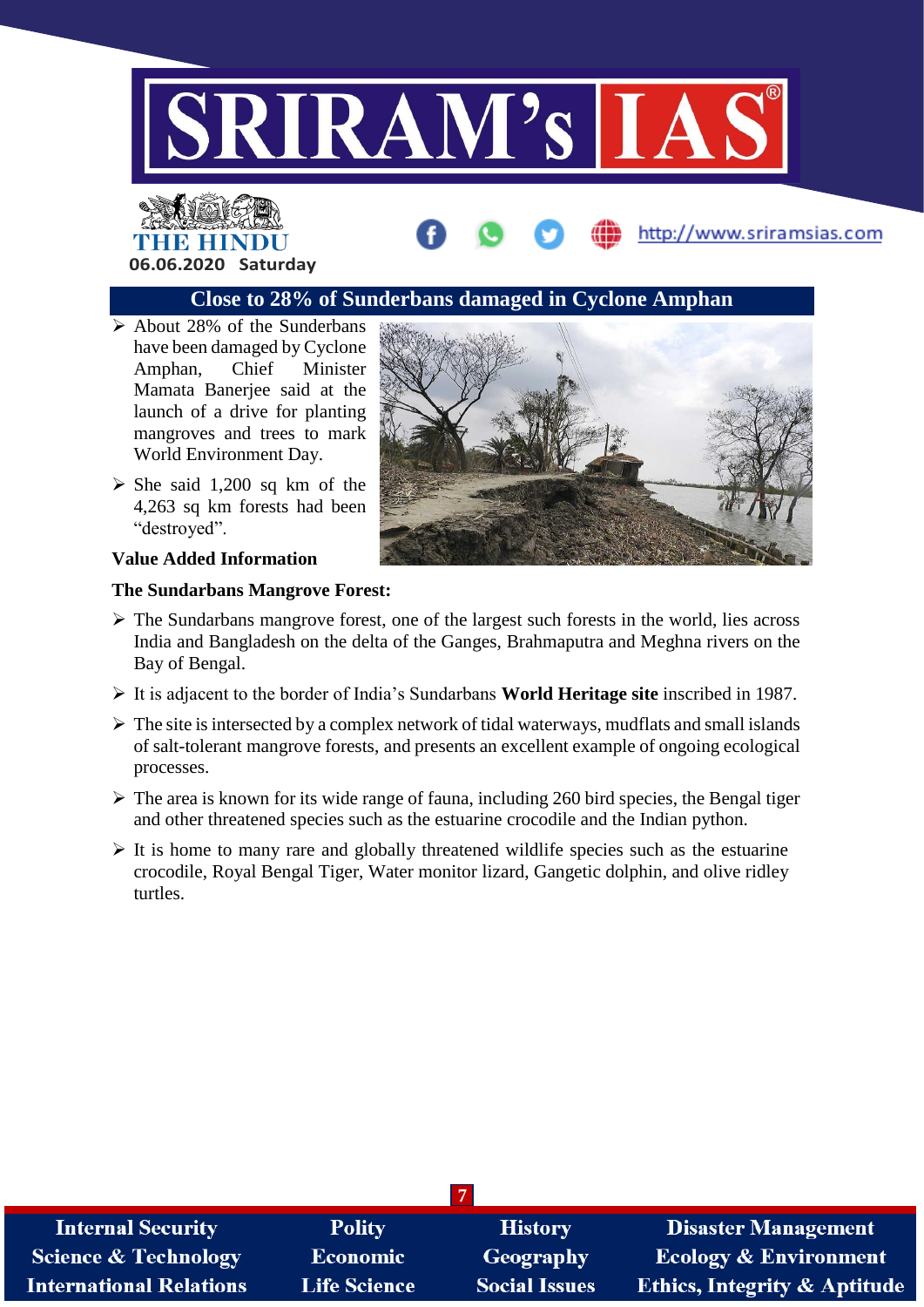## Close to 28% of Sunderbans damaged in Cyclone Amphan

- About 28% of the Sunderbans have been damaged by Cyclone Amphan, Chief Minister Mamata Banerjee said at the launch of a drive for planting mangroves and trees to mark World Environment Day.
- She said 1,200 sq km of the 4,263 sq km forests had been "destroyed".

**Value Added Information**

**The Sundarbans Mangrove Forest:**

- The Sundarbans mangrove forest, one of the largest such forests in the world, lies across India and Bangladesh on the delta of the Ganges, Brahmaputra and Meghna rivers on the Bay of Bengal.
- It is adjacent to the border of India's Sundarbans **World Heritage site** inscribed in 1987.
- The site is intersected by a complex network of tidal waterways, mudflats and small islands of salt-tolerant mangrove forests, and presents an excellent example of ongoing ecological processes.
- The area is known for its wide range of fauna, including 260 bird species, the Bengal tiger and other threatened species such as the estuarine crocodile and the Indian python.
- It is home to many rare and globally threatened wildlife species such as the estuarine crocodile, Royal Bengal Tiger, Water monitor lizard, Gangetic dolphin, and olive ridley turtles.